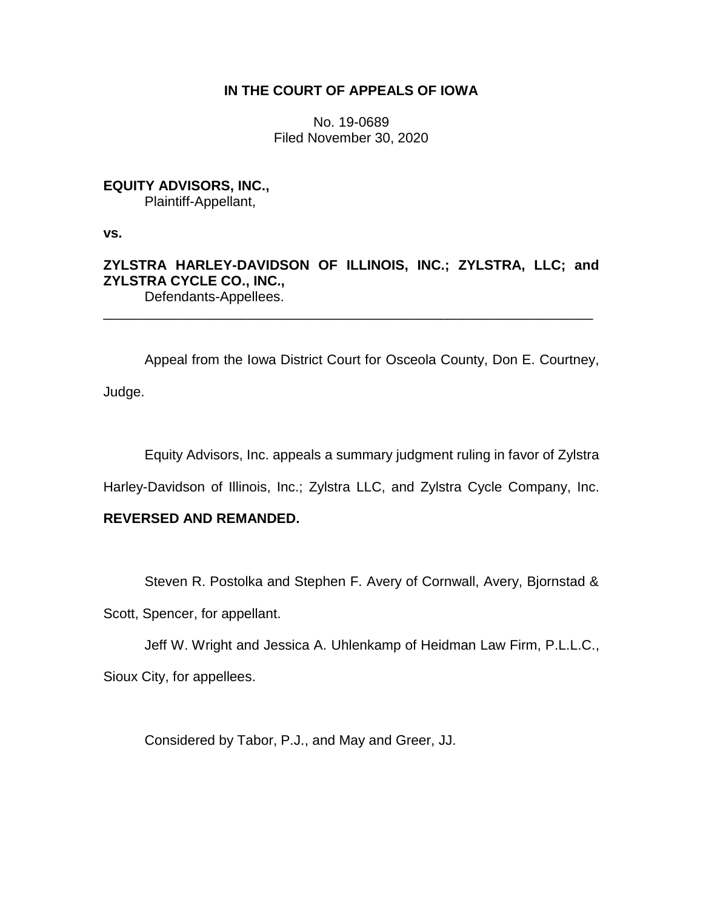**IN THE COURT OF APPEALS OF IOWA**

No. 19-0689
Filed November 30, 2020

**EQUITY ADVISORS, INC.,**
Plaintiff-Appellant,

**vs.**

**ZYLSTRA HARLEY-DAVIDSON OF ILLINOIS, INC.; ZYLSTRA, LLC; and ZYLSTRA CYCLE CO., INC.,**
Defendants-Appellees.

---

Appeal from the Iowa District Court for Osceola County, Don E. Courtney, Judge.

Equity Advisors, Inc. appeals a summary judgment ruling in favor of Zylstra Harley-Davidson of Illinois, Inc.; Zylstra LLC, and Zylstra Cycle Company, Inc. **REVERSED AND REMANDED.**

Steven R. Postolka and Stephen F. Avery of Cornwall, Avery, Bjornstad & Scott, Spencer, for appellant.

Jeff W. Wright and Jessica A. Uhlenkamp of Heidman Law Firm, P.L.L.C., Sioux City, for appellees.

Considered by Tabor, P.J., and May and Greer, JJ.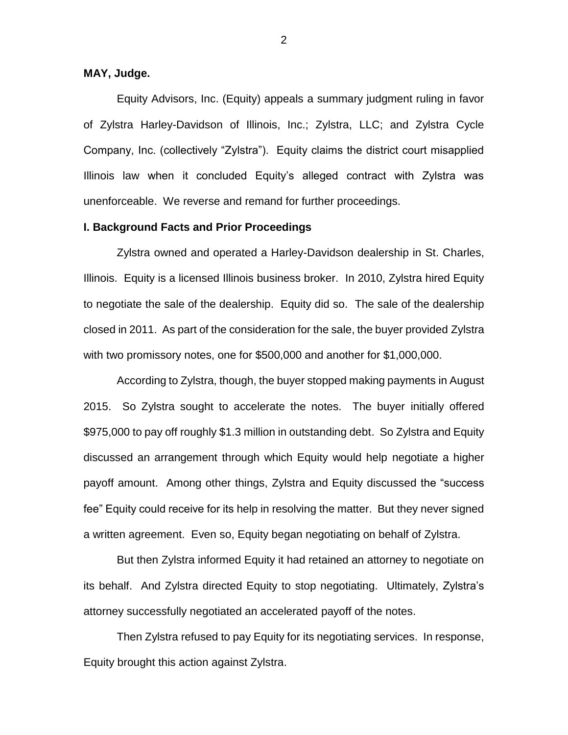**MAY, Judge.**

Equity Advisors, Inc. (Equity) appeals a summary judgment ruling in favor of Zylstra Harley-Davidson of Illinois, Inc.; Zylstra, LLC; and Zylstra Cycle Company, Inc. (collectively "Zylstra"). Equity claims the district court misapplied Illinois law when it concluded Equity's alleged contract with Zylstra was unenforceable. We reverse and remand for further proceedings.

**I. Background Facts and Prior Proceedings**

Zylstra owned and operated a Harley-Davidson dealership in St. Charles, Illinois. Equity is a licensed Illinois business broker. In 2010, Zylstra hired Equity to negotiate the sale of the dealership. Equity did so. The sale of the dealership closed in 2011. As part of the consideration for the sale, the buyer provided Zylstra with two promissory notes, one for $500,000 and another for $1,000,000.

According to Zylstra, though, the buyer stopped making payments in August 2015. So Zylstra sought to accelerate the notes. The buyer initially offered $975,000 to pay off roughly $1.3 million in outstanding debt. So Zylstra and Equity discussed an arrangement through which Equity would help negotiate a higher payoff amount. Among other things, Zylstra and Equity discussed the "success fee" Equity could receive for its help in resolving the matter. But they never signed a written agreement. Even so, Equity began negotiating on behalf of Zylstra.

But then Zylstra informed Equity it had retained an attorney to negotiate on its behalf. And Zylstra directed Equity to stop negotiating. Ultimately, Zylstra's attorney successfully negotiated an accelerated payoff of the notes.

Then Zylstra refused to pay Equity for its negotiating services. In response, Equity brought this action against Zylstra.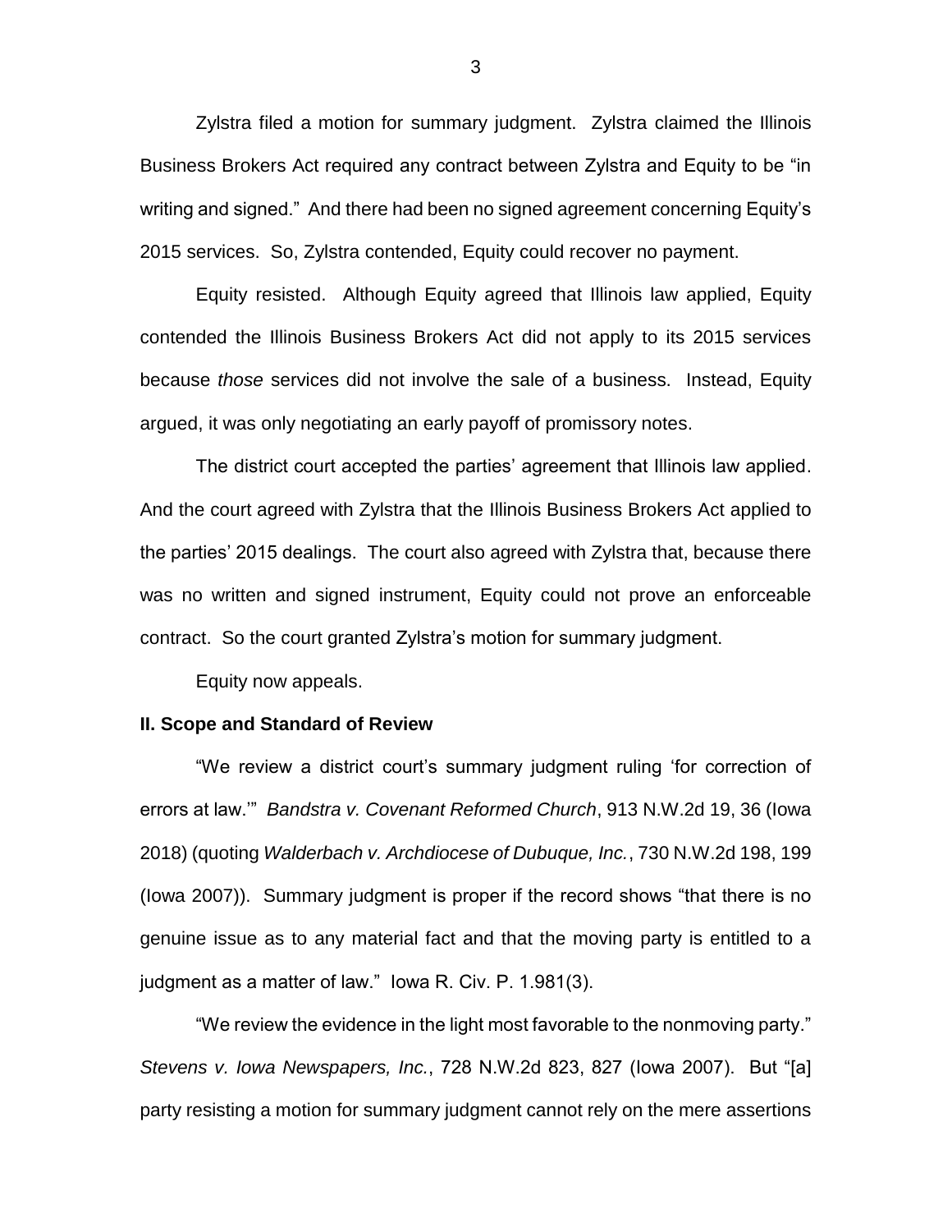Zylstra filed a motion for summary judgment. Zylstra claimed the Illinois Business Brokers Act required any contract between Zylstra and Equity to be "in writing and signed." And there had been no signed agreement concerning Equity's 2015 services. So, Zylstra contended, Equity could recover no payment.

Equity resisted. Although Equity agreed that Illinois law applied, Equity contended the Illinois Business Brokers Act did not apply to its 2015 services because *those* services did not involve the sale of a business. Instead, Equity argued, it was only negotiating an early payoff of promissory notes.

The district court accepted the parties' agreement that Illinois law applied. And the court agreed with Zylstra that the Illinois Business Brokers Act applied to the parties' 2015 dealings. The court also agreed with Zylstra that, because there was no written and signed instrument, Equity could not prove an enforceable contract. So the court granted Zylstra's motion for summary judgment.

Equity now appeals.

## II. Scope and Standard of Review

"We review a district court's summary judgment ruling 'for correction of errors at law.'" *Bandstra v. Covenant Reformed Church*, 913 N.W.2d 19, 36 (Iowa 2018) (quoting *Walderbach v. Archdiocese of Dubuque, Inc.*, 730 N.W.2d 198, 199 (Iowa 2007)). Summary judgment is proper if the record shows "that there is no genuine issue as to any material fact and that the moving party is entitled to a judgment as a matter of law." Iowa R. Civ. P. 1.981(3).

"We review the evidence in the light most favorable to the nonmoving party." *Stevens v. Iowa Newspapers, Inc.*, 728 N.W.2d 823, 827 (Iowa 2007). But "[a] party resisting a motion for summary judgment cannot rely on the mere assertions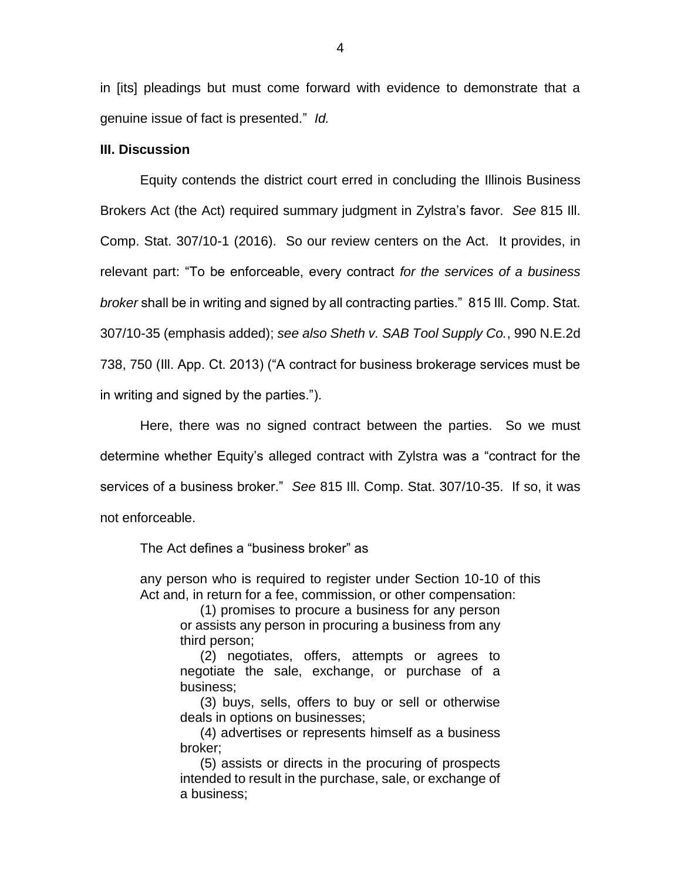in [its] pleadings but must come forward with evidence to demonstrate that a genuine issue of fact is presented." *Id.*

**III. Discussion**

Equity contends the district court erred in concluding the Illinois Business Brokers Act (the Act) required summary judgment in Zylstra's favor. *See* 815 Ill. Comp. Stat. 307/10-1 (2016). So our review centers on the Act. It provides, in relevant part: "To be enforceable, every contract *for the services of a business broker* shall be in writing and signed by all contracting parties." 815 Ill. Comp. Stat. 307/10-35 (emphasis added); *see also Sheth v. SAB Tool Supply Co.*, 990 N.E.2d 738, 750 (Ill. App. Ct. 2013) ("A contract for business brokerage services must be in writing and signed by the parties.").

Here, there was no signed contract between the parties. So we must determine whether Equity's alleged contract with Zylstra was a "contract for the services of a business broker." *See* 815 Ill. Comp. Stat. 307/10-35. If so, it was not enforceable.

The Act defines a "business broker" as

> any person who is required to register under Section 10-10 of this Act and, in return for a fee, commission, or other compensation:
>
> (1) promises to procure a business for any person or assists any person in procuring a business from any third person;
>
> (2) negotiates, offers, attempts or agrees to negotiate the sale, exchange, or purchase of a business;
>
> (3) buys, sells, offers to buy or sell or otherwise deals in options on businesses;
>
> (4) advertises or represents himself as a business broker;
>
> (5) assists or directs in the procuring of prospects intended to result in the purchase, sale, or exchange of a business;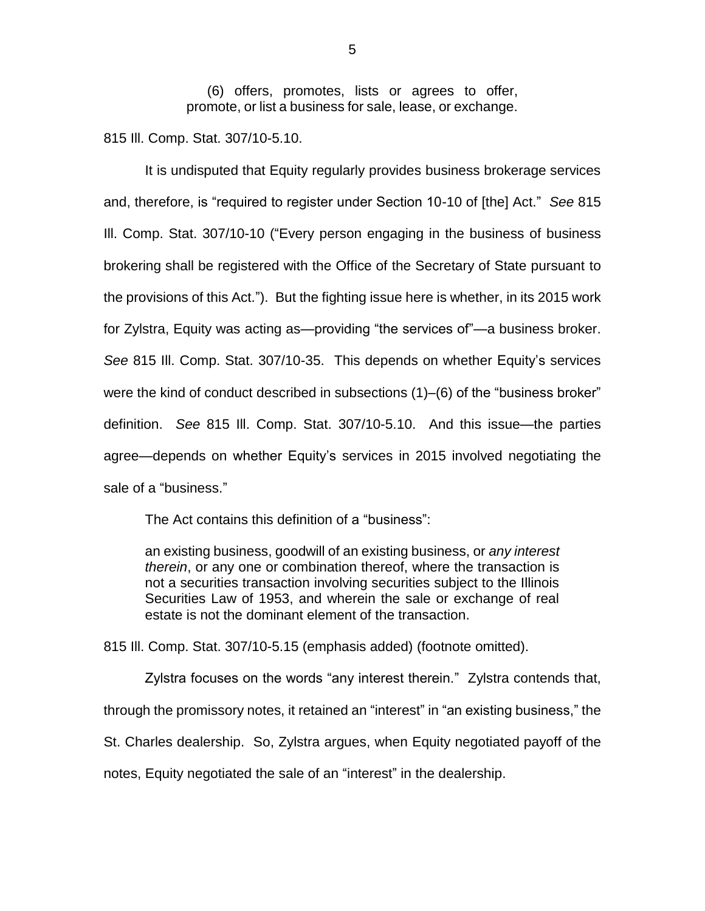> (6) offers, promotes, lists or agrees to offer, promote, or list a business for sale, lease, or exchange.

815 Ill. Comp. Stat. 307/10-5.10.

It is undisputed that Equity regularly provides business brokerage services and, therefore, is "required to register under Section 10-10 of [the] Act." *See* 815 Ill. Comp. Stat. 307/10-10 ("Every person engaging in the business of business brokering shall be registered with the Office of the Secretary of State pursuant to the provisions of this Act."). But the fighting issue here is whether, in its 2015 work for Zylstra, Equity was acting as—providing "the services of"—a business broker. *See* 815 Ill. Comp. Stat. 307/10-35. This depends on whether Equity's services were the kind of conduct described in subsections (1)–(6) of the "business broker" definition. *See* 815 Ill. Comp. Stat. 307/10-5.10. And this issue—the parties agree—depends on whether Equity's services in 2015 involved negotiating the sale of a "business."

The Act contains this definition of a "business":

> an existing business, goodwill of an existing business, or *any interest therein*, or any one or combination thereof, where the transaction is not a securities transaction involving securities subject to the Illinois Securities Law of 1953, and wherein the sale or exchange of real estate is not the dominant element of the transaction.

815 Ill. Comp. Stat. 307/10-5.15 (emphasis added) (footnote omitted).

Zylstra focuses on the words "any interest therein." Zylstra contends that, through the promissory notes, it retained an "interest" in "an existing business," the St. Charles dealership. So, Zylstra argues, when Equity negotiated payoff of the notes, Equity negotiated the sale of an "interest" in the dealership.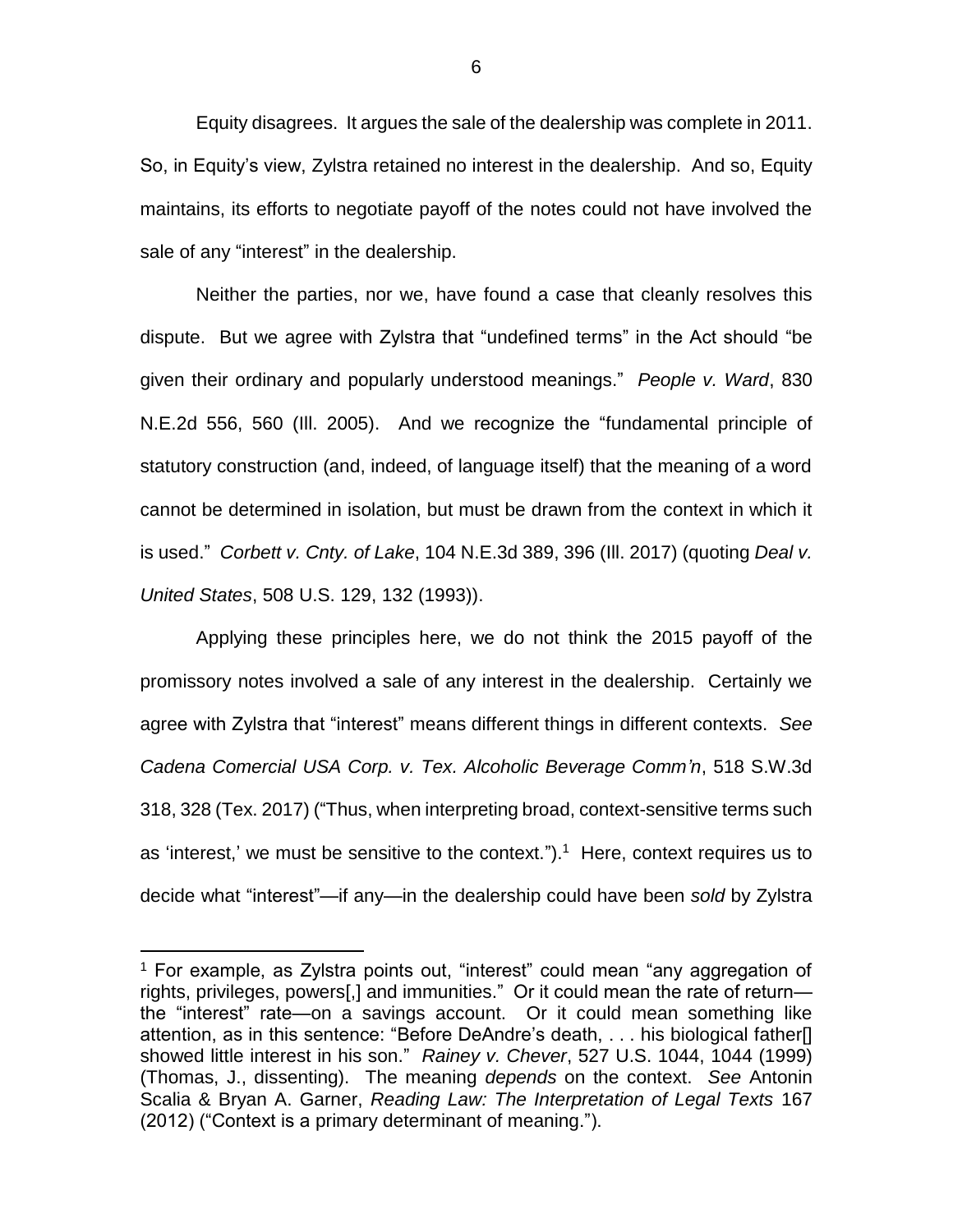Equity disagrees. It argues the sale of the dealership was complete in 2011. So, in Equity's view, Zylstra retained no interest in the dealership. And so, Equity maintains, its efforts to negotiate payoff of the notes could not have involved the sale of any "interest" in the dealership.

Neither the parties, nor we, have found a case that cleanly resolves this dispute. But we agree with Zylstra that "undefined terms" in the Act should "be given their ordinary and popularly understood meanings." *People v. Ward*, 830 N.E.2d 556, 560 (Ill. 2005). And we recognize the "fundamental principle of statutory construction (and, indeed, of language itself) that the meaning of a word cannot be determined in isolation, but must be drawn from the context in which it is used." *Corbett v. Cnty. of Lake*, 104 N.E.3d 389, 396 (Ill. 2017) (quoting *Deal v. United States*, 508 U.S. 129, 132 (1993)).

Applying these principles here, we do not think the 2015 payoff of the promissory notes involved a sale of any interest in the dealership. Certainly we agree with Zylstra that "interest" means different things in different contexts. *See Cadena Comercial USA Corp. v. Tex. Alcoholic Beverage Comm'n*, 518 S.W.3d 318, 328 (Tex. 2017) ("Thus, when interpreting broad, context-sensitive terms such as 'interest,' we must be sensitive to the context.").[1] Here, context requires us to decide what "interest"—if any—in the dealership could have been *sold* by Zylstra

---

[1] For example, as Zylstra points out, "interest" could mean "any aggregation of rights, privileges, powers[,] and immunities." Or it could mean the rate of return—the "interest" rate—on a savings account. Or it could mean something like attention, as in this sentence: "Before DeAndre's death, . . . his biological father[] showed little interest in his son." *Rainey v. Chever*, 527 U.S. 1044, 1044 (1999) (Thomas, J., dissenting). The meaning *depends* on the context. *See* Antonin Scalia & Bryan A. Garner, *Reading Law: The Interpretation of Legal Texts* 167 (2012) ("Context is a primary determinant of meaning.").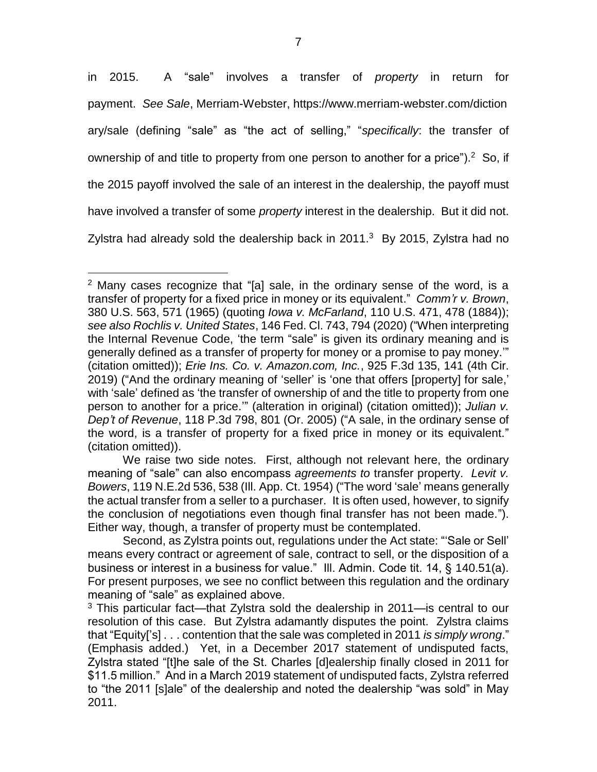in 2015. A "sale" involves a transfer of *property* in return for payment. *See Sale*, Merriam-Webster, https://www.merriam-webster.com/dictionary/sale (defining "sale" as "the act of selling," "*specifically*: the transfer of ownership of and title to property from one person to another for a price").[2] So, if the 2015 payoff involved the sale of an interest in the dealership, the payoff must have involved a transfer of some *property* interest in the dealership. But it did not. Zylstra had already sold the dealership back in 2011.[3] By 2015, Zylstra had no

---

[2] Many cases recognize that "[a] sale, in the ordinary sense of the word, is a transfer of property for a fixed price in money or its equivalent." *Comm'r v. Brown*, 380 U.S. 563, 571 (1965) (quoting *Iowa v. McFarland*, 110 U.S. 471, 478 (1884)); *see also Rochlis v. United States*, 146 Fed. Cl. 743, 794 (2020) ("When interpreting the Internal Revenue Code, 'the term "sale" is given its ordinary meaning and is generally defined as a transfer of property for money or a promise to pay money.'" (citation omitted)); *Erie Ins. Co. v. Amazon.com, Inc.*, 925 F.3d 135, 141 (4th Cir. 2019) ("And the ordinary meaning of 'seller' is 'one that offers [property] for sale,' with 'sale' defined as 'the transfer of ownership of and the title to property from one person to another for a price.'" (alteration in original) (citation omitted)); *Julian v. Dep't of Revenue*, 118 P.3d 798, 801 (Or. 2005) ("A sale, in the ordinary sense of the word, is a transfer of property for a fixed price in money or its equivalent." (citation omitted)).

We raise two side notes. First, although not relevant here, the ordinary meaning of "sale" can also encompass *agreements to* transfer property. *Levit v. Bowers*, 119 N.E.2d 536, 538 (Ill. App. Ct. 1954) ("The word 'sale' means generally the actual transfer from a seller to a purchaser. It is often used, however, to signify the conclusion of negotiations even though final transfer has not been made."). Either way, though, a transfer of property must be contemplated.

Second, as Zylstra points out, regulations under the Act state: "'Sale or Sell' means every contract or agreement of sale, contract to sell, or the disposition of a business or interest in a business for value." Ill. Admin. Code tit. 14, § 140.51(a). For present purposes, we see no conflict between this regulation and the ordinary meaning of "sale" as explained above.

[3] This particular fact—that Zylstra sold the dealership in 2011—is central to our resolution of this case. But Zylstra adamantly disputes the point. Zylstra claims that "Equity['s] . . . contention that the sale was completed in 2011 *is simply wrong*." (Emphasis added.) Yet, in a December 2017 statement of undisputed facts, Zylstra stated "[t]he sale of the St. Charles [d]ealership finally closed in 2011 for \$11.5 million." And in a March 2019 statement of undisputed facts, Zylstra referred to "the 2011 [s]ale" of the dealership and noted the dealership "was sold" in May 2011.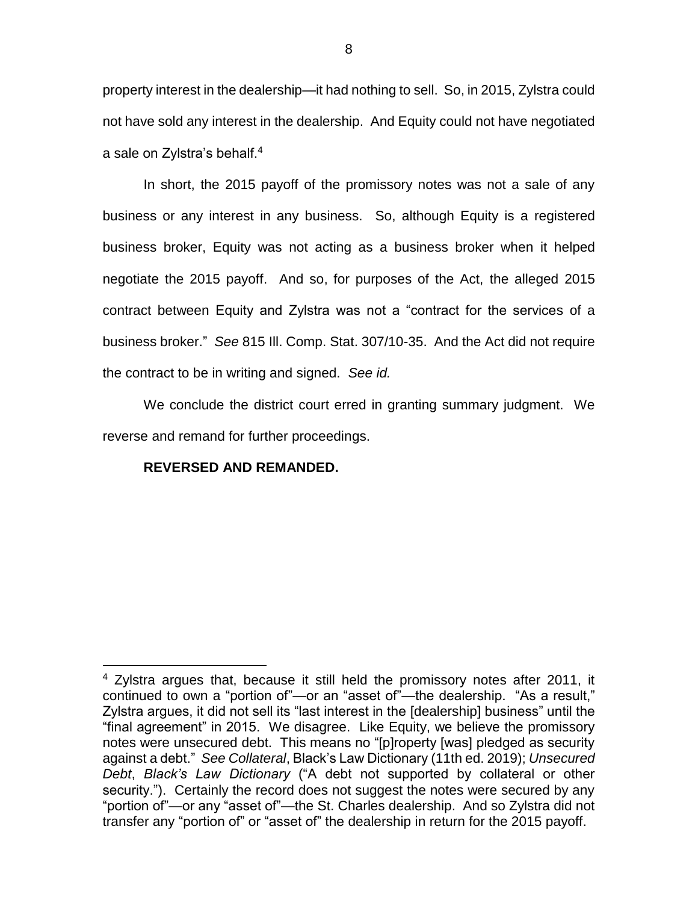property interest in the dealership—it had nothing to sell. So, in 2015, Zylstra could not have sold any interest in the dealership. And Equity could not have negotiated a sale on Zylstra's behalf.[4]

In short, the 2015 payoff of the promissory notes was not a sale of any business or any interest in any business. So, although Equity is a registered business broker, Equity was not acting as a business broker when it helped negotiate the 2015 payoff. And so, for purposes of the Act, the alleged 2015 contract between Equity and Zylstra was not a "contract for the services of a business broker." *See* 815 Ill. Comp. Stat. 307/10-35. And the Act did not require the contract to be in writing and signed. *See id.*

We conclude the district court erred in granting summary judgment. We reverse and remand for further proceedings.

**REVERSED AND REMANDED.**

---

[4] Zylstra argues that, because it still held the promissory notes after 2011, it continued to own a "portion of"—or an "asset of"—the dealership. "As a result," Zylstra argues, it did not sell its "last interest in the [dealership] business" until the "final agreement" in 2015. We disagree. Like Equity, we believe the promissory notes were unsecured debt. This means no "[p]roperty [was] pledged as security against a debt." *See Collateral*, Black's Law Dictionary (11th ed. 2019); *Unsecured Debt*, *Black's Law Dictionary* ("A debt not supported by collateral or other security."). Certainly the record does not suggest the notes were secured by any "portion of"—or any "asset of"—the St. Charles dealership. And so Zylstra did not transfer any "portion of" or "asset of" the dealership in return for the 2015 payoff.